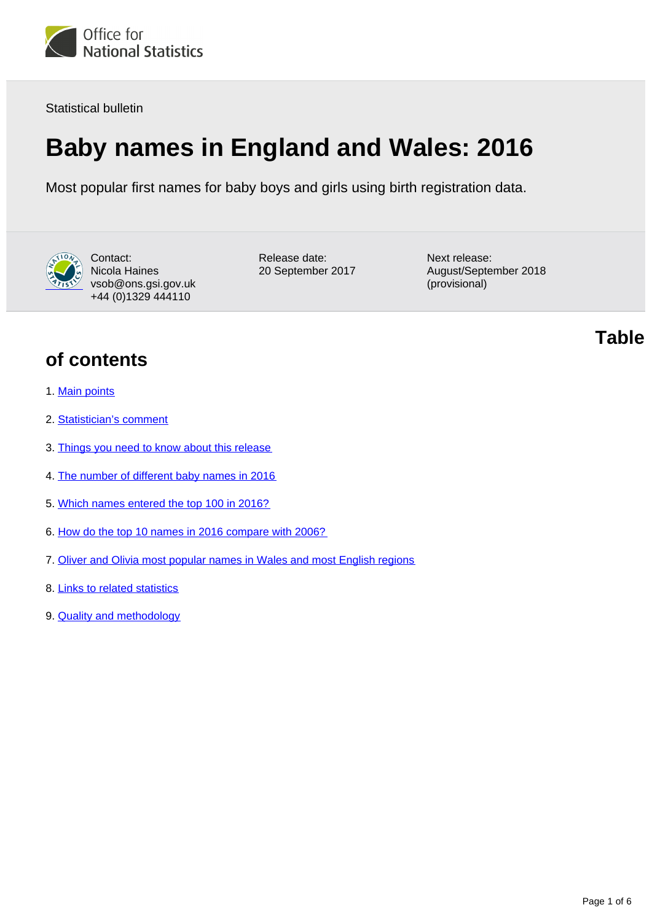Office for National Statistics

Statistical bulletin

# Baby names in England and Wales: 2016

Most popular first names for baby boys and girls using birth registration data.

Contact:
Nicola Haines
vsob@ons.gsi.gov.uk
+44 (0)1329 444110

Release date:
20 September 2017

Next release:
August/September 2018 (provisional)

## Table of contents

1. Main points
2. Statistician's comment
3. Things you need to know about this release
4. The number of different baby names in 2016
5. Which names entered the top 100 in 2016?
6. How do the top 10 names in 2016 compare with 2006?
7. Oliver and Olivia most popular names in Wales and most English regions
8. Links to related statistics
9. Quality and methodology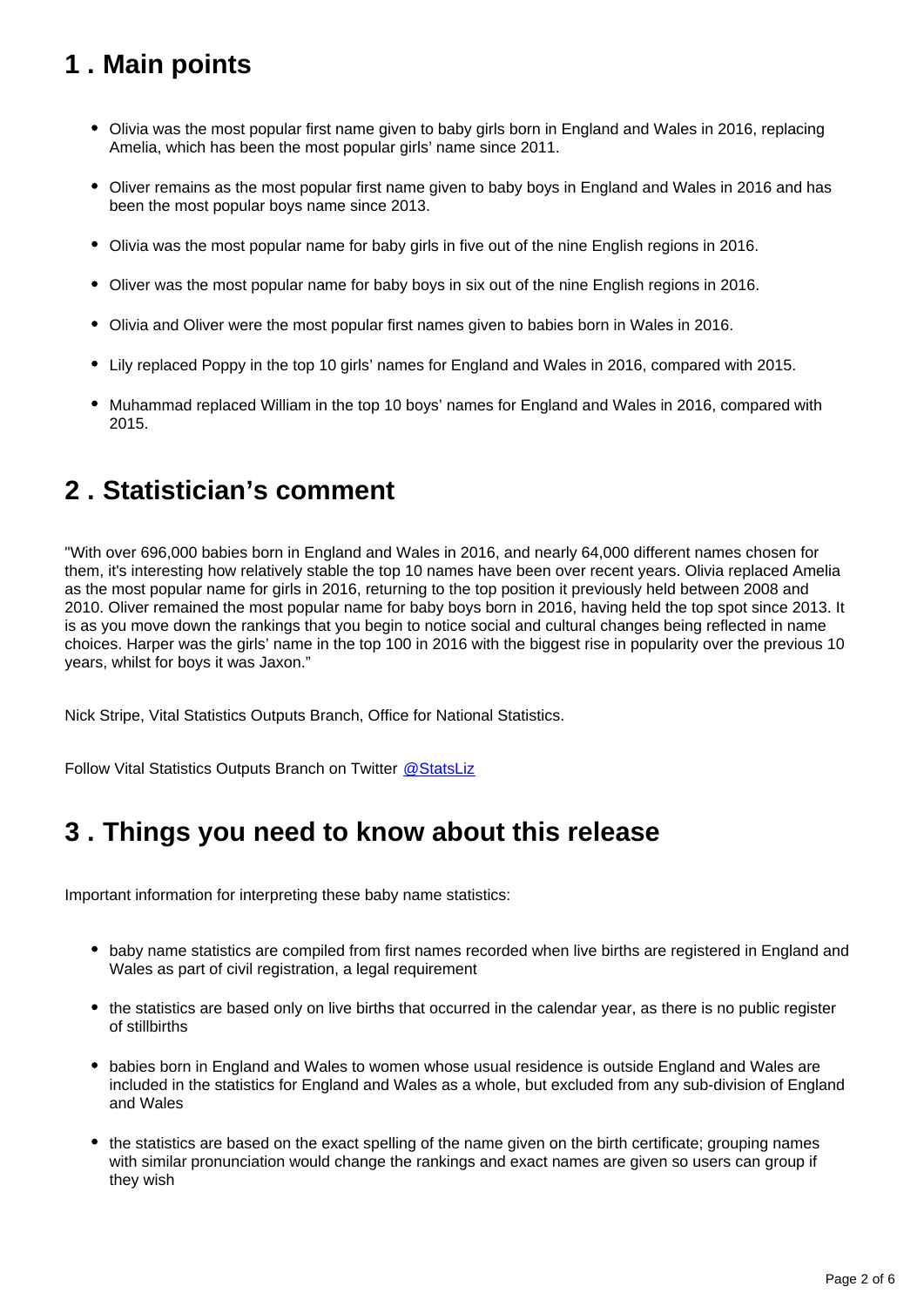## 1 . Main points

- Olivia was the most popular first name given to baby girls born in England and Wales in 2016, replacing Amelia, which has been the most popular girls' name since 2011.
- Oliver remains as the most popular first name given to baby boys in England and Wales in 2016 and has been the most popular boys name since 2013.
- Olivia was the most popular name for baby girls in five out of the nine English regions in 2016.
- Oliver was the most popular name for baby boys in six out of the nine English regions in 2016.
- Olivia and Oliver were the most popular first names given to babies born in Wales in 2016.
- Lily replaced Poppy in the top 10 girls' names for England and Wales in 2016, compared with 2015.
- Muhammad replaced William in the top 10 boys' names for England and Wales in 2016, compared with 2015.

## 2 . Statistician's comment

"With over 696,000 babies born in England and Wales in 2016, and nearly 64,000 different names chosen for them, it's interesting how relatively stable the top 10 names have been over recent years. Olivia replaced Amelia as the most popular name for girls in 2016, returning to the top position it previously held between 2008 and 2010. Oliver remained the most popular name for baby boys born in 2016, having held the top spot since 2013. It is as you move down the rankings that you begin to notice social and cultural changes being reflected in name choices. Harper was the girls' name in the top 100 in 2016 with the biggest rise in popularity over the previous 10 years, whilst for boys it was Jaxon."

Nick Stripe, Vital Statistics Outputs Branch, Office for National Statistics.

Follow Vital Statistics Outputs Branch on Twitter @StatsLiz

## 3 . Things you need to know about this release

Important information for interpreting these baby name statistics:

- baby name statistics are compiled from first names recorded when live births are registered in England and Wales as part of civil registration, a legal requirement
- the statistics are based only on live births that occurred in the calendar year, as there is no public register of stillbirths
- babies born in England and Wales to women whose usual residence is outside England and Wales are included in the statistics for England and Wales as a whole, but excluded from any sub-division of England and Wales
- the statistics are based on the exact spelling of the name given on the birth certificate; grouping names with similar pronunciation would change the rankings and exact names are given so users can group if they wish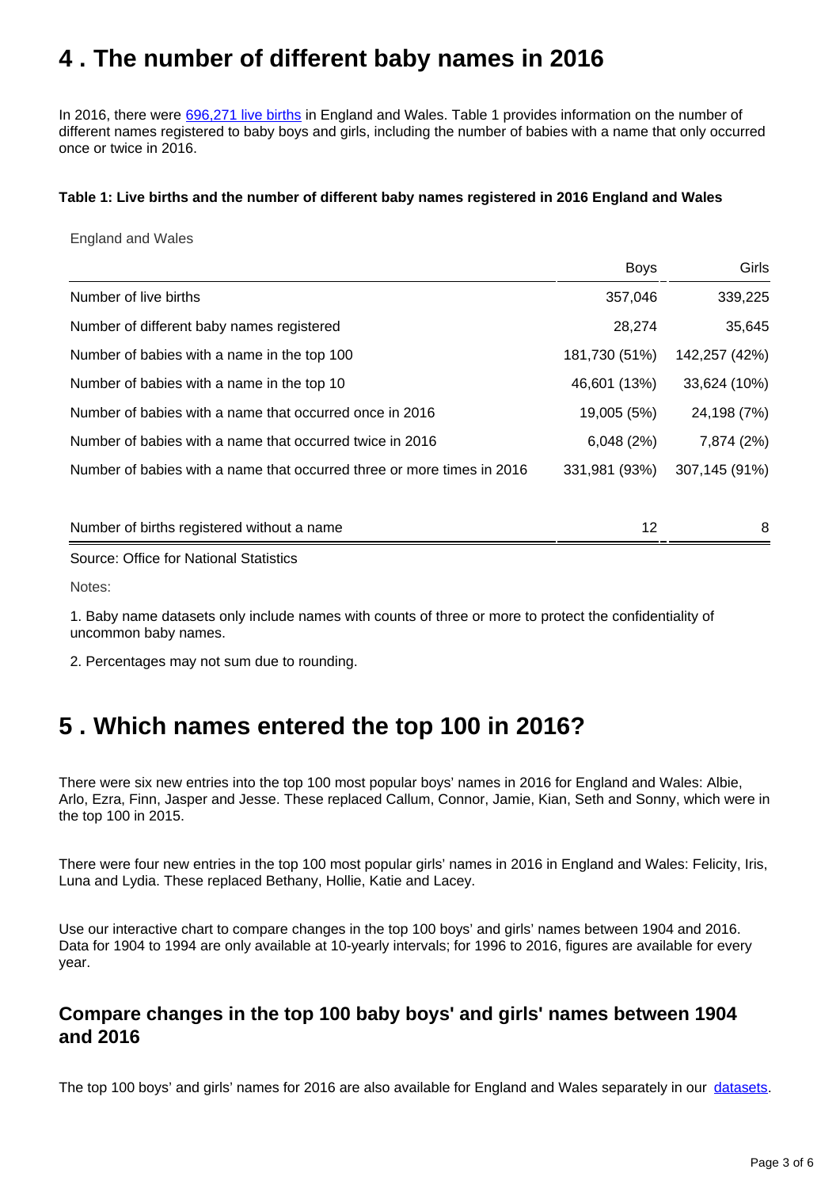# 4 . The number of different baby names in 2016

In 2016, there were 696,271 live births in England and Wales. Table 1 provides information on the number of different names registered to baby boys and girls, including the number of babies with a name that only occurred once or twice in 2016.

**Table 1: Live births and the number of different baby names registered in 2016 England and Wales**

England and Wales

| | Boys | Girls |
|---|---|---|
| Number of live births | 357,046 | 339,225 |
| Number of different baby names registered | 28,274 | 35,645 |
| Number of babies with a name in the top 100 | 181,730 (51%) | 142,257 (42%) |
| Number of babies with a name in the top 10 | 46,601 (13%) | 33,624 (10%) |
| Number of babies with a name that occurred once in 2016 | 19,005 (5%) | 24,198 (7%) |
| Number of babies with a name that occurred twice in 2016 | 6,048 (2%) | 7,874 (2%) |
| Number of babies with a name that occurred three or more times in 2016 | 331,981 (93%) | 307,145 (91%) |
| Number of births registered without a name | 12 | 8 |

Source: Office for National Statistics

Notes:

1. Baby name datasets only include names with counts of three or more to protect the confidentiality of uncommon baby names.

2. Percentages may not sum due to rounding.

# 5 . Which names entered the top 100 in 2016?

There were six new entries into the top 100 most popular boys' names in 2016 for England and Wales: Albie, Arlo, Ezra, Finn, Jasper and Jesse. These replaced Callum, Connor, Jamie, Kian, Seth and Sonny, which were in the top 100 in 2015.

There were four new entries in the top 100 most popular girls' names in 2016 in England and Wales: Felicity, Iris, Luna and Lydia. These replaced Bethany, Hollie, Katie and Lacey.

Use our interactive chart to compare changes in the top 100 boys' and girls' names between 1904 and 2016. Data for 1904 to 1994 are only available at 10-yearly intervals; for 1996 to 2016, figures are available for every year.

## Compare changes in the top 100 baby boys' and girls' names between 1904 and 2016

The top 100 boys' and girls' names for 2016 are also available for England and Wales separately in our datasets.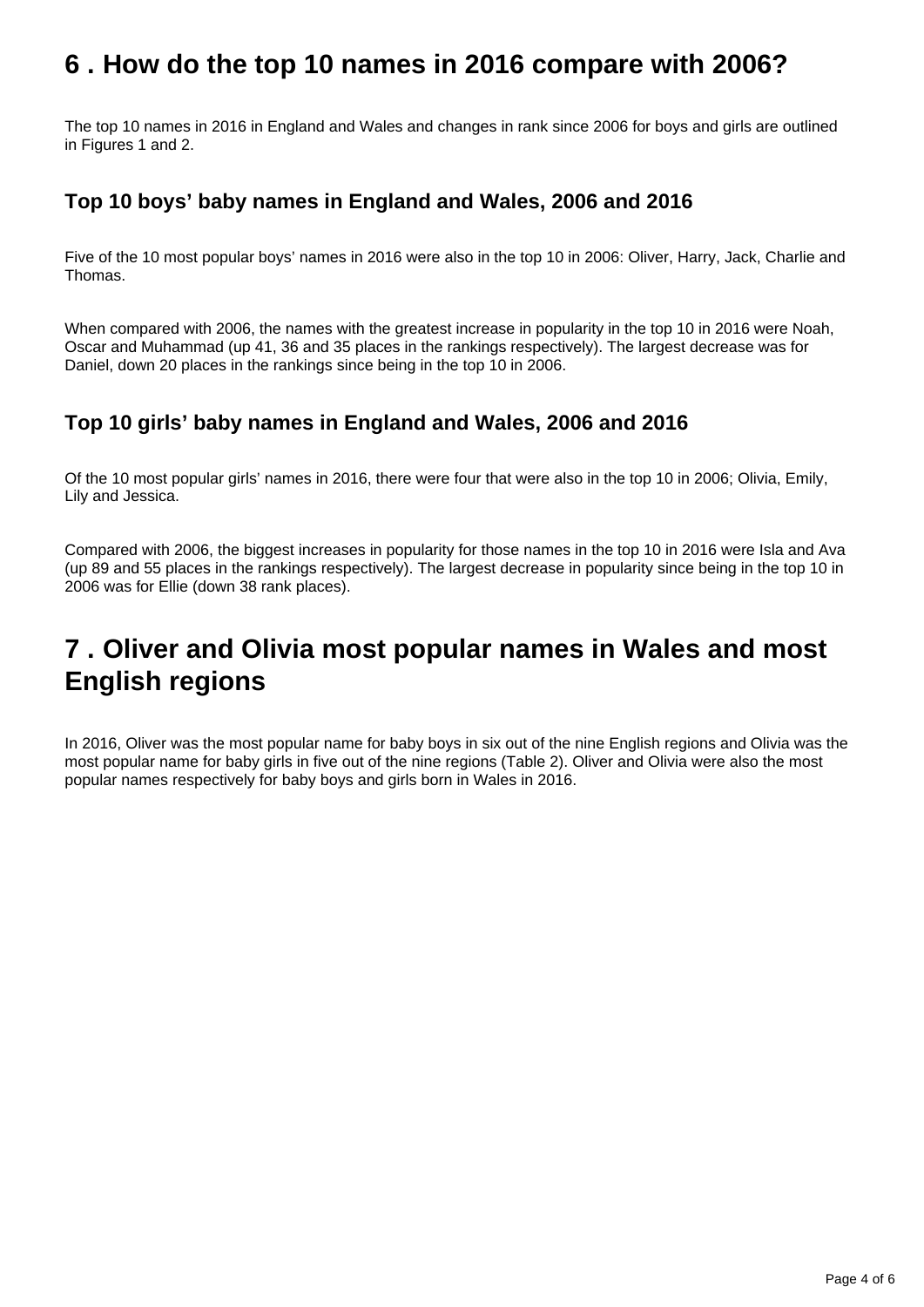## 6 . How do the top 10 names in 2016 compare with 2006?

The top 10 names in 2016 in England and Wales and changes in rank since 2006 for boys and girls are outlined in Figures 1 and 2.

### Top 10 boys' baby names in England and Wales, 2006 and 2016

Five of the 10 most popular boys' names in 2016 were also in the top 10 in 2006: Oliver, Harry, Jack, Charlie and Thomas.

When compared with 2006, the names with the greatest increase in popularity in the top 10 in 2016 were Noah, Oscar and Muhammad (up 41, 36 and 35 places in the rankings respectively). The largest decrease was for Daniel, down 20 places in the rankings since being in the top 10 in 2006.

### Top 10 girls' baby names in England and Wales, 2006 and 2016

Of the 10 most popular girls' names in 2016, there were four that were also in the top 10 in 2006; Olivia, Emily, Lily and Jessica.

Compared with 2006, the biggest increases in popularity for those names in the top 10 in 2016 were Isla and Ava (up 89 and 55 places in the rankings respectively). The largest decrease in popularity since being in the top 10 in 2006 was for Ellie (down 38 rank places).

## 7 . Oliver and Olivia most popular names in Wales and most English regions

In 2016, Oliver was the most popular name for baby boys in six out of the nine English regions and Olivia was the most popular name for baby girls in five out of the nine regions (Table 2). Oliver and Olivia were also the most popular names respectively for baby boys and girls born in Wales in 2016.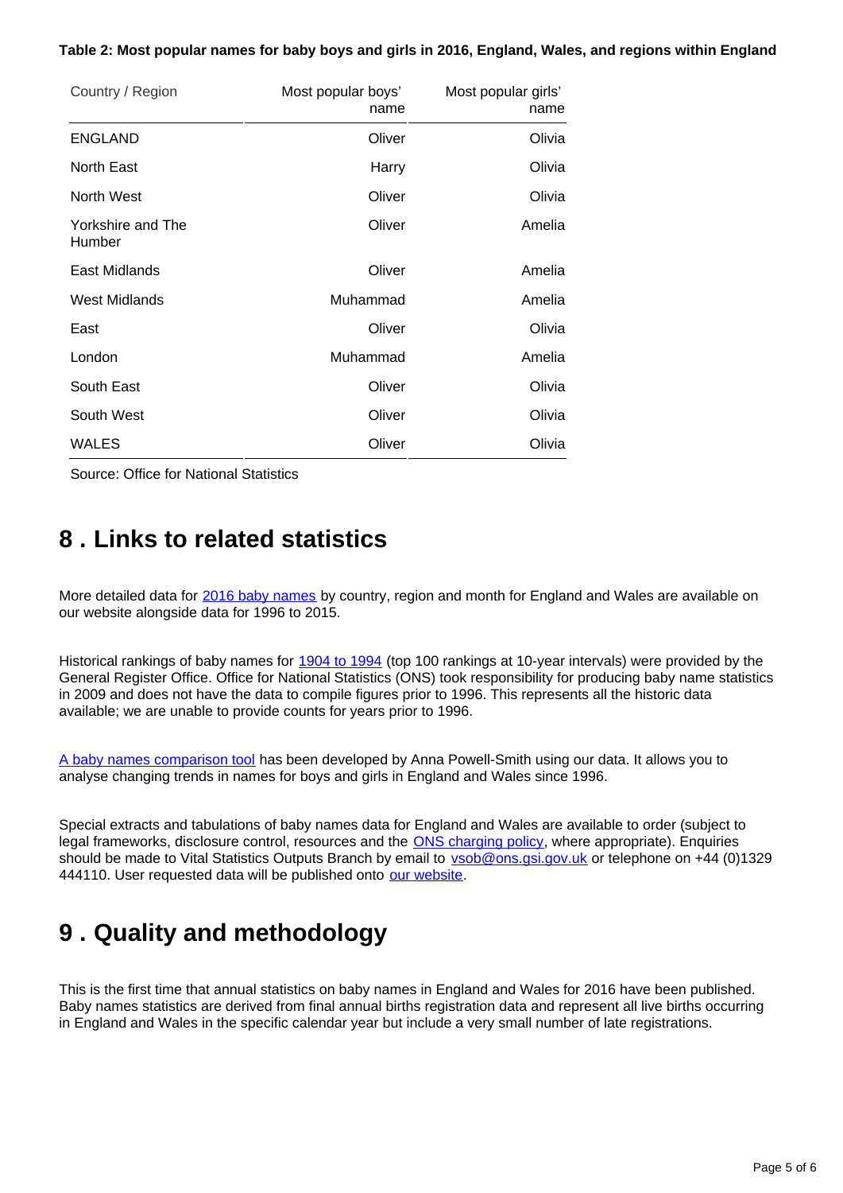**Table 2: Most popular names for baby boys and girls in 2016, England, Wales, and regions within England**

| Country / Region | Most popular boys' name | Most popular girls' name |
|---|---|---|
| ENGLAND | Oliver | Olivia |
| North East | Harry | Olivia |
| North West | Oliver | Olivia |
| Yorkshire and The Humber | Oliver | Amelia |
| East Midlands | Oliver | Amelia |
| West Midlands | Muhammad | Amelia |
| East | Oliver | Olivia |
| London | Muhammad | Amelia |
| South East | Oliver | Olivia |
| South West | Oliver | Olivia |
| WALES | Oliver | Olivia |

Source: Office for National Statistics

## 8 . Links to related statistics

More detailed data for 2016 baby names by country, region and month for England and Wales are available on our website alongside data for 1996 to 2015.

Historical rankings of baby names for 1904 to 1994 (top 100 rankings at 10-year intervals) were provided by the General Register Office. Office for National Statistics (ONS) took responsibility for producing baby name statistics in 2009 and does not have the data to compile figures prior to 1996. This represents all the historic data available; we are unable to provide counts for years prior to 1996.

A baby names comparison tool has been developed by Anna Powell-Smith using our data. It allows you to analyse changing trends in names for boys and girls in England and Wales since 1996.

Special extracts and tabulations of baby names data for England and Wales are available to order (subject to legal frameworks, disclosure control, resources and the ONS charging policy, where appropriate). Enquiries should be made to Vital Statistics Outputs Branch by email to vsob@ons.gsi.gov.uk or telephone on +44 (0)1329 444110. User requested data will be published onto our website.

## 9 . Quality and methodology

This is the first time that annual statistics on baby names in England and Wales for 2016 have been published. Baby names statistics are derived from final annual births registration data and represent all live births occurring in England and Wales in the specific calendar year but include a very small number of late registrations.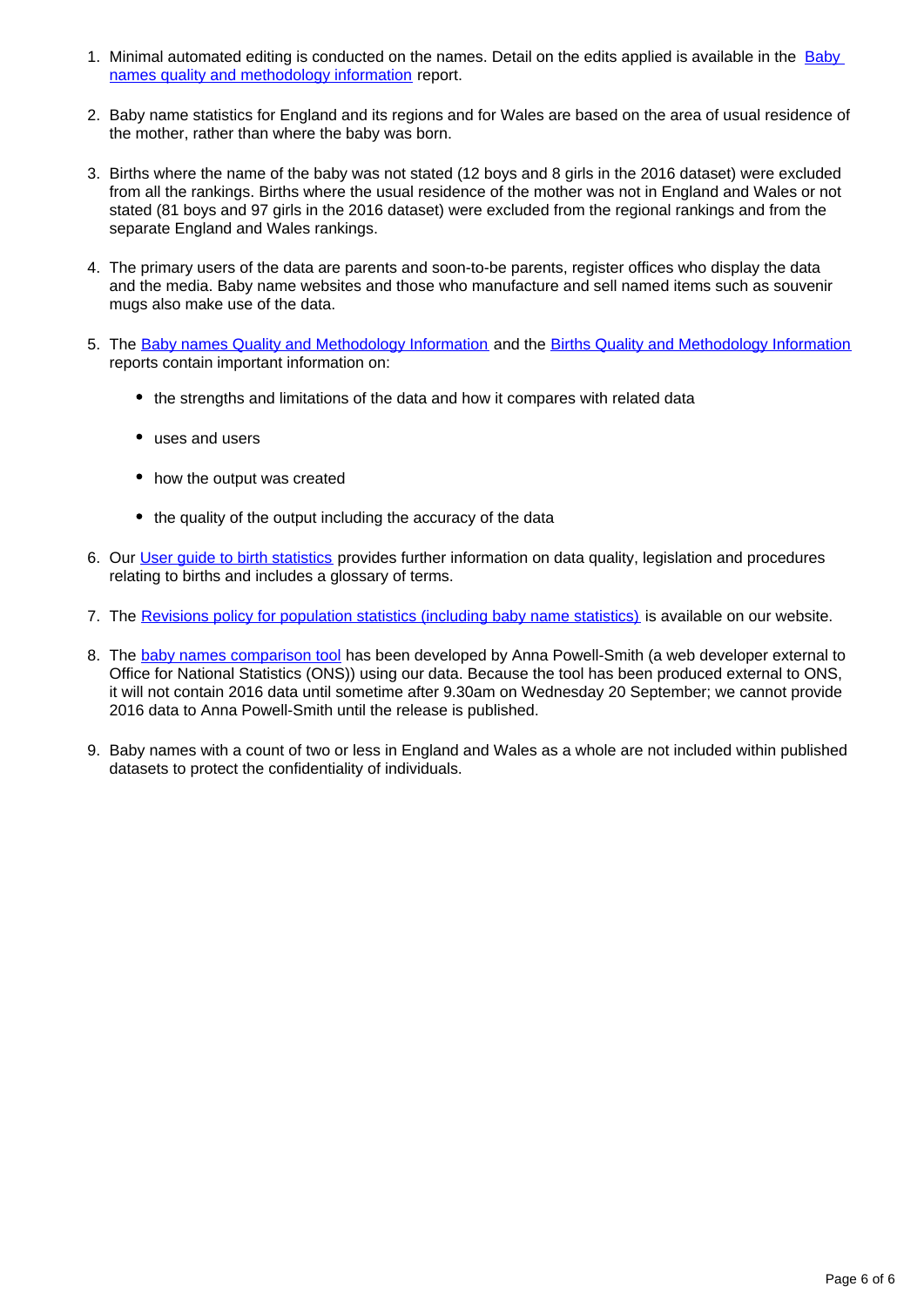1. Minimal automated editing is conducted on the names. Detail on the edits applied is available in the [Baby names quality and methodology information] report.

2. Baby name statistics for England and its regions and for Wales are based on the area of usual residence of the mother, rather than where the baby was born.

3. Births where the name of the baby was not stated (12 boys and 8 girls in the 2016 dataset) were excluded from all the rankings. Births where the usual residence of the mother was not in England and Wales or not stated (81 boys and 97 girls in the 2016 dataset) were excluded from the regional rankings and from the separate England and Wales rankings.

4. The primary users of the data are parents and soon-to-be parents, register offices who display the data and the media. Baby name websites and those who manufacture and sell named items such as souvenir mugs also make use of the data.

5. The [Baby names Quality and Methodology Information] and the [Births Quality and Methodology Information] reports contain important information on:

    - the strengths and limitations of the data and how it compares with related data
    - uses and users
    - how the output was created
    - the quality of the output including the accuracy of the data

6. Our [User guide to birth statistics] provides further information on data quality, legislation and procedures relating to births and includes a glossary of terms.

7. The [Revisions policy for population statistics (including baby name statistics)] is available on our website.

8. The [baby names comparison tool] has been developed by Anna Powell-Smith (a web developer external to Office for National Statistics (ONS)) using our data. Because the tool has been produced external to ONS, it will not contain 2016 data until sometime after 9.30am on Wednesday 20 September; we cannot provide 2016 data to Anna Powell-Smith until the release is published.

9. Baby names with a count of two or less in England and Wales as a whole are not included within published datasets to protect the confidentiality of individuals.